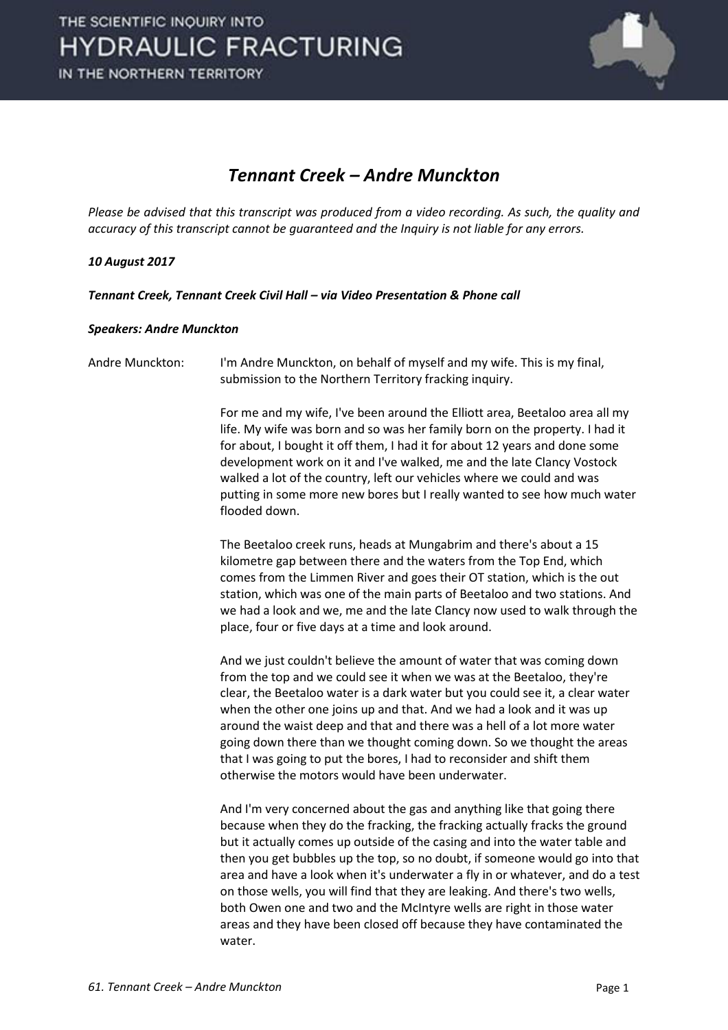# Tennant Creek – Andre Munckton

*Please be advised that this transcript was produced from a video recording. As such, the quality and accuracy of this transcript cannot be guaranteed and the Inquiry is not liable for any errors.*

***10 August 2017***

***Tennant Creek, Tennant Creek Civil Hall – via Video Presentation & Phone call***

***Speakers: Andre Munckton***

Andre Munckton: I'm Andre Munckton, on behalf of myself and my wife. This is my final, submission to the Northern Territory fracking inquiry.

For me and my wife, I've been around the Elliott area, Beetaloo area all my life. My wife was born and so was her family born on the property. I had it for about, I bought it off them, I had it for about 12 years and done some development work on it and I've walked, me and the late Clancy Vostock walked a lot of the country, left our vehicles where we could and was putting in some more new bores but I really wanted to see how much water flooded down.

The Beetaloo creek runs, heads at Mungabrim and there's about a 15 kilometre gap between there and the waters from the Top End, which comes from the Limmen River and goes their OT station, which is the out station, which was one of the main parts of Beetaloo and two stations. And we had a look and we, me and the late Clancy now used to walk through the place, four or five days at a time and look around.

And we just couldn't believe the amount of water that was coming down from the top and we could see it when we was at the Beetaloo, they're clear, the Beetaloo water is a dark water but you could see it, a clear water when the other one joins up and that. And we had a look and it was up around the waist deep and that and there was a hell of a lot more water going down there than we thought coming down. So we thought the areas that I was going to put the bores, I had to reconsider and shift them otherwise the motors would have been underwater.

And I'm very concerned about the gas and anything like that going there because when they do the fracking, the fracking actually fracks the ground but it actually comes up outside of the casing and into the water table and then you get bubbles up the top, so no doubt, if someone would go into that area and have a look when it's underwater a fly in or whatever, and do a test on those wells, you will find that they are leaking. And there's two wells, both Owen one and two and the McIntyre wells are right in those water areas and they have been closed off because they have contaminated the water.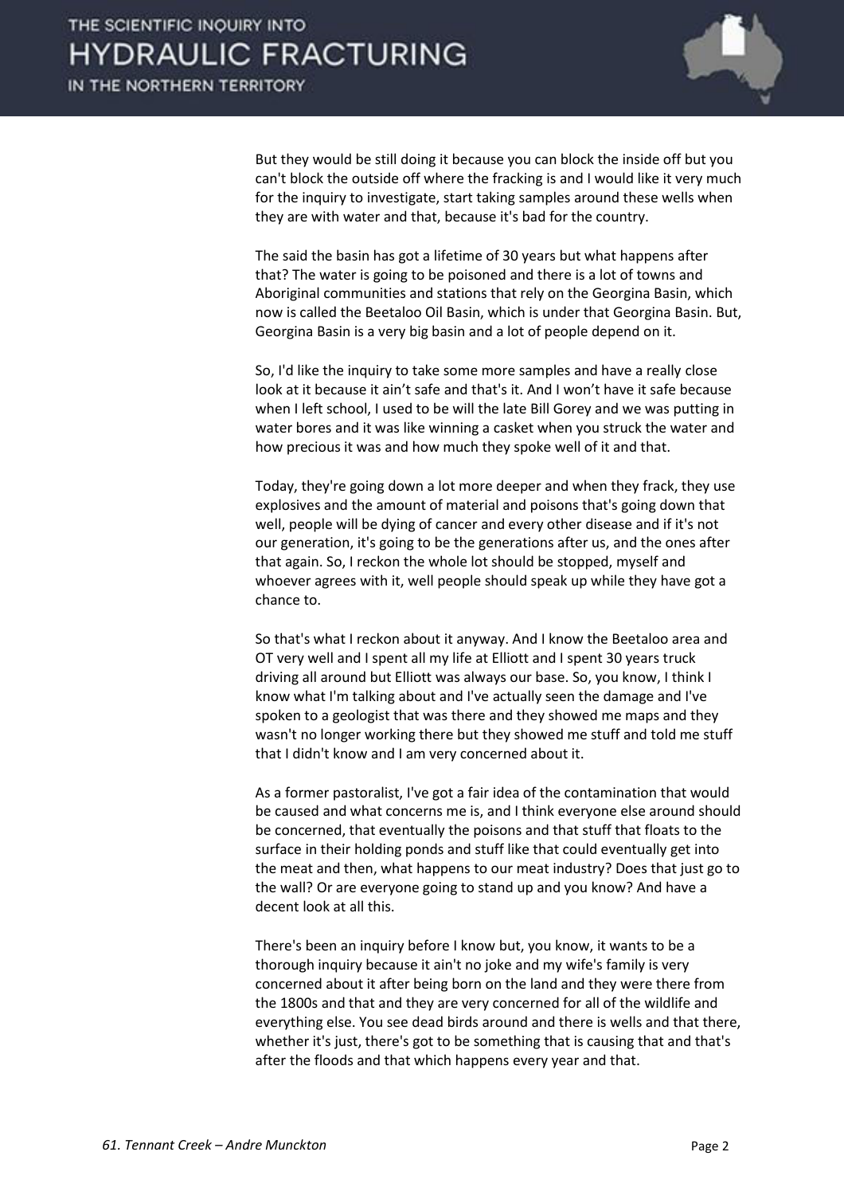But they would be still doing it because you can block the inside off but you can't block the outside off where the fracking is and I would like it very much for the inquiry to investigate, start taking samples around these wells when they are with water and that, because it's bad for the country.

The said the basin has got a lifetime of 30 years but what happens after that? The water is going to be poisoned and there is a lot of towns and Aboriginal communities and stations that rely on the Georgina Basin, which now is called the Beetaloo Oil Basin, which is under that Georgina Basin. But, Georgina Basin is a very big basin and a lot of people depend on it.

So, I'd like the inquiry to take some more samples and have a really close look at it because it ain't safe and that's it. And I won't have it safe because when I left school, I used to be will the late Bill Gorey and we was putting in water bores and it was like winning a casket when you struck the water and how precious it was and how much they spoke well of it and that.

Today, they're going down a lot more deeper and when they frack, they use explosives and the amount of material and poisons that's going down that well, people will be dying of cancer and every other disease and if it's not our generation, it's going to be the generations after us, and the ones after that again. So, I reckon the whole lot should be stopped, myself and whoever agrees with it, well people should speak up while they have got a chance to.

So that's what I reckon about it anyway. And I know the Beetaloo area and OT very well and I spent all my life at Elliott and I spent 30 years truck driving all around but Elliott was always our base. So, you know, I think I know what I'm talking about and I've actually seen the damage and I've spoken to a geologist that was there and they showed me maps and they wasn't no longer working there but they showed me stuff and told me stuff that I didn't know and I am very concerned about it.

As a former pastoralist, I've got a fair idea of the contamination that would be caused and what concerns me is, and I think everyone else around should be concerned, that eventually the poisons and that stuff that floats to the surface in their holding ponds and stuff like that could eventually get into the meat and then, what happens to our meat industry? Does that just go to the wall? Or are everyone going to stand up and you know? And have a decent look at all this.

There's been an inquiry before I know but, you know, it wants to be a thorough inquiry because it ain't no joke and my wife's family is very concerned about it after being born on the land and they were there from the 1800s and that and they are very concerned for all of the wildlife and everything else. You see dead birds around and there is wells and that there, whether it's just, there's got to be something that is causing that and that's after the floods and that which happens every year and that.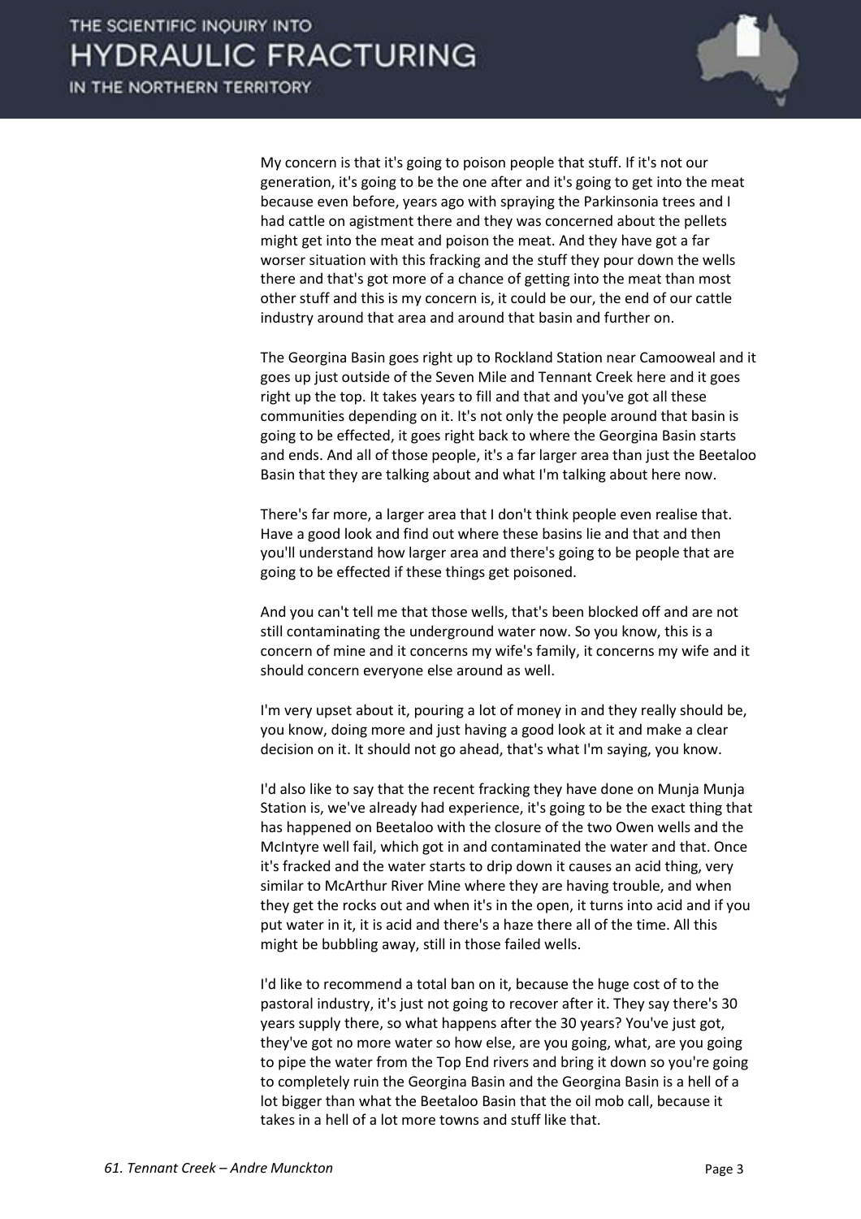My concern is that it's going to poison people that stuff. If it's not our generation, it's going to be the one after and it's going to get into the meat because even before, years ago with spraying the Parkinsonia trees and I had cattle on agistment there and they was concerned about the pellets might get into the meat and poison the meat. And they have got a far worser situation with this fracking and the stuff they pour down the wells there and that's got more of a chance of getting into the meat than most other stuff and this is my concern is, it could be our, the end of our cattle industry around that area and around that basin and further on.

The Georgina Basin goes right up to Rockland Station near Camooweal and it goes up just outside of the Seven Mile and Tennant Creek here and it goes right up the top. It takes years to fill and that and you've got all these communities depending on it. It's not only the people around that basin is going to be effected, it goes right back to where the Georgina Basin starts and ends. And all of those people, it's a far larger area than just the Beetaloo Basin that they are talking about and what I'm talking about here now.

There's far more, a larger area that I don't think people even realise that. Have a good look and find out where these basins lie and that and then you'll understand how larger area and there's going to be people that are going to be effected if these things get poisoned.

And you can't tell me that those wells, that's been blocked off and are not still contaminating the underground water now. So you know, this is a concern of mine and it concerns my wife's family, it concerns my wife and it should concern everyone else around as well.

I'm very upset about it, pouring a lot of money in and they really should be, you know, doing more and just having a good look at it and make a clear decision on it. It should not go ahead, that's what I'm saying, you know.

I'd also like to say that the recent fracking they have done on Munja Munja Station is, we've already had experience, it's going to be the exact thing that has happened on Beetaloo with the closure of the two Owen wells and the McIntyre well fail, which got in and contaminated the water and that. Once it's fracked and the water starts to drip down it causes an acid thing, very similar to McArthur River Mine where they are having trouble, and when they get the rocks out and when it's in the open, it turns into acid and if you put water in it, it is acid and there's a haze there all of the time. All this might be bubbling away, still in those failed wells.

I'd like to recommend a total ban on it, because the huge cost of to the pastoral industry, it's just not going to recover after it. They say there's 30 years supply there, so what happens after the 30 years? You've just got, they've got no more water so how else, are you going, what, are you going to pipe the water from the Top End rivers and bring it down so you're going to completely ruin the Georgina Basin and the Georgina Basin is a hell of a lot bigger than what the Beetaloo Basin that the oil mob call, because it takes in a hell of a lot more towns and stuff like that.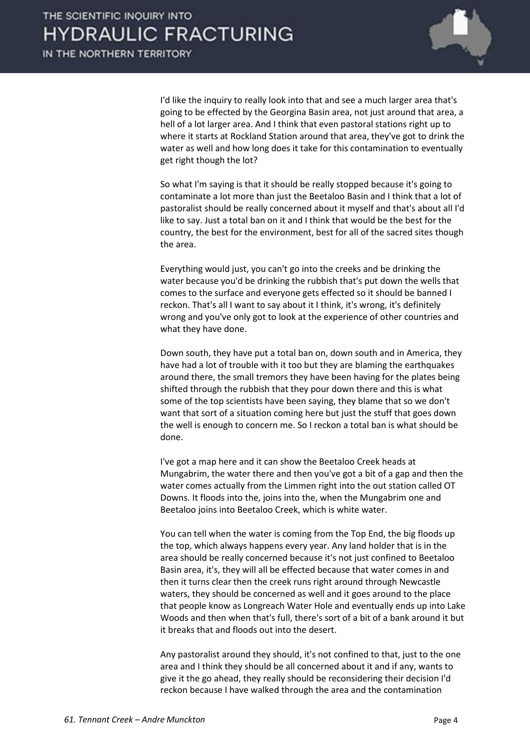I'd like the inquiry to really look into that and see a much larger area that's going to be effected by the Georgina Basin area, not just around that area, a hell of a lot larger area. And I think that even pastoral stations right up to where it starts at Rockland Station around that area, they've got to drink the water as well and how long does it take for this contamination to eventually get right though the lot?

So what I'm saying is that it should be really stopped because it's going to contaminate a lot more than just the Beetaloo Basin and I think that a lot of pastoralist should be really concerned about it myself and that's about all I'd like to say. Just a total ban on it and I think that would be the best for the country, the best for the environment, best for all of the sacred sites though the area.

Everything would just, you can't go into the creeks and be drinking the water because you'd be drinking the rubbish that's put down the wells that comes to the surface and everyone gets effected so it should be banned I reckon. That's all I want to say about it I think, it's wrong, it's definitely wrong and you've only got to look at the experience of other countries and what they have done.

Down south, they have put a total ban on, down south and in America, they have had a lot of trouble with it too but they are blaming the earthquakes around there, the small tremors they have been having for the plates being shifted through the rubbish that they pour down there and this is what some of the top scientists have been saying, they blame that so we don't want that sort of a situation coming here but just the stuff that goes down the well is enough to concern me. So I reckon a total ban is what should be done.

I've got a map here and it can show the Beetaloo Creek heads at Mungabrim, the water there and then you've got a bit of a gap and then the water comes actually from the Limmen right into the out station called OT Downs. It floods into the, joins into the, when the Mungabrim one and Beetaloo joins into Beetaloo Creek, which is white water.

You can tell when the water is coming from the Top End, the big floods up the top, which always happens every year. Any land holder that is in the area should be really concerned because it's not just confined to Beetaloo Basin area, it's, they will all be effected because that water comes in and then it turns clear then the creek runs right around through Newcastle waters, they should be concerned as well and it goes around to the place that people know as Longreach Water Hole and eventually ends up into Lake Woods and then when that's full, there's sort of a bit of a bank around it but it breaks that and floods out into the desert.

Any pastoralist around they should, it's not confined to that, just to the one area and I think they should be all concerned about it and if any, wants to give it the go ahead, they really should be reconsidering their decision I'd reckon because I have walked through the area and the contamination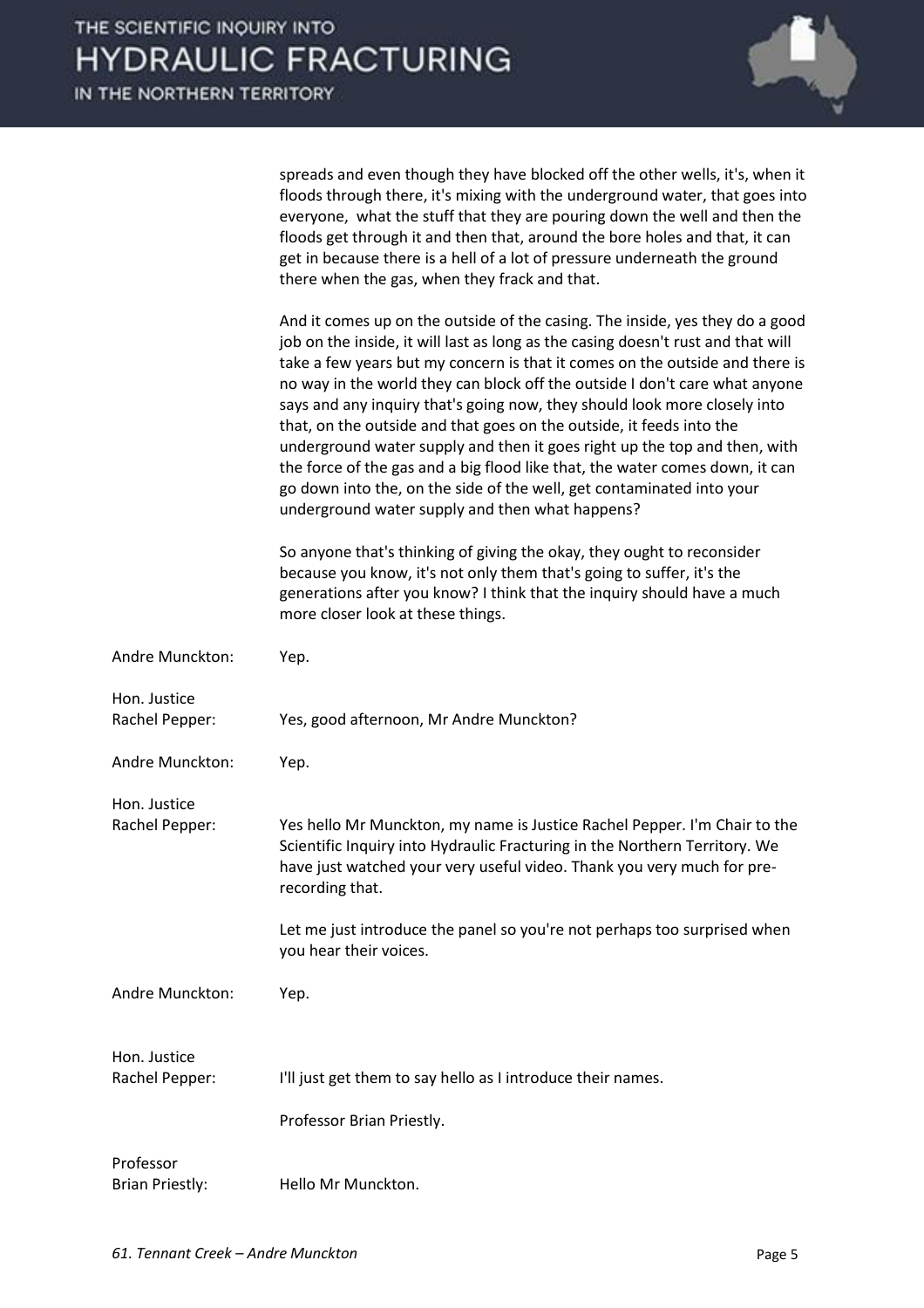spreads and even though they have blocked off the other wells, it's, when it floods through there, it's mixing with the underground water, that goes into everyone, what the stuff that they are pouring down the well and then the floods get through it and then that, around the bore holes and that, it can get in because there is a hell of a lot of pressure underneath the ground there when the gas, when they frack and that.

And it comes up on the outside of the casing. The inside, yes they do a good job on the inside, it will last as long as the casing doesn't rust and that will take a few years but my concern is that it comes on the outside and there is no way in the world they can block off the outside I don't care what anyone says and any inquiry that's going now, they should look more closely into that, on the outside and that goes on the outside, it feeds into the underground water supply and then it goes right up the top and then, with the force of the gas and a big flood like that, the water comes down, it can go down into the, on the side of the well, get contaminated into your underground water supply and then what happens?

So anyone that's thinking of giving the okay, they ought to reconsider because you know, it's not only them that's going to suffer, it's the generations after you know? I think that the inquiry should have a much more closer look at these things.

**Andre Munckton:** Yep.

**Hon. Justice Rachel Pepper:** Yes, good afternoon, Mr Andre Munckton?

**Andre Munckton:** Yep.

**Hon. Justice Rachel Pepper:** Yes hello Mr Munckton, my name is Justice Rachel Pepper. I'm Chair to the Scientific Inquiry into Hydraulic Fracturing in the Northern Territory. We have just watched your very useful video. Thank you very much for pre-recording that.

Let me just introduce the panel so you're not perhaps too surprised when you hear their voices.

**Andre Munckton:** Yep.

**Hon. Justice Rachel Pepper:** I'll just get them to say hello as I introduce their names.

Professor Brian Priestly.

**Professor Brian Priestly:** Hello Mr Munckton.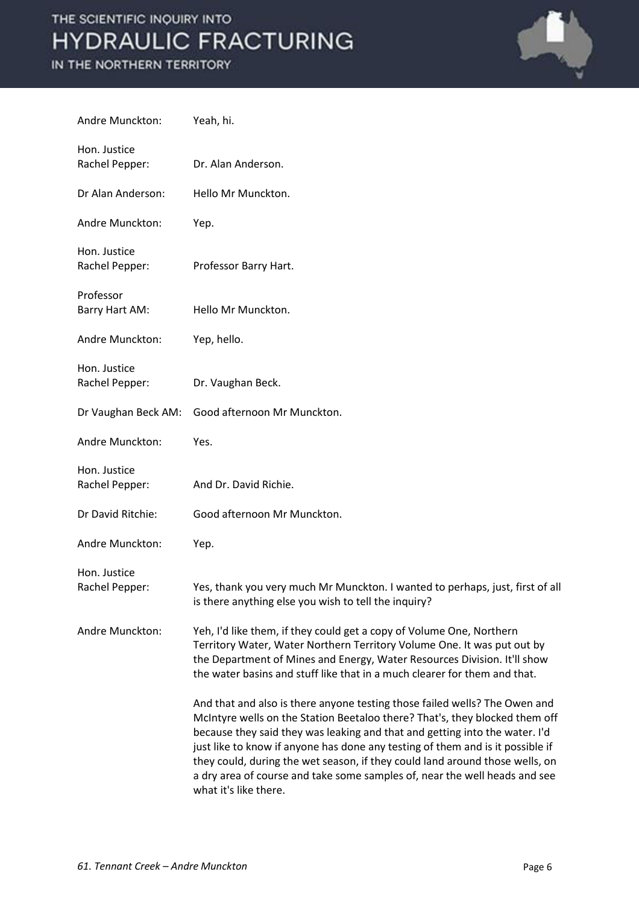**Andre Munckton:** Yeah, hi.

**Hon. Justice Rachel Pepper:** Dr. Alan Anderson.

**Dr Alan Anderson:** Hello Mr Munckton.

**Andre Munckton:** Yep.

**Hon. Justice Rachel Pepper:** Professor Barry Hart.

**Professor Barry Hart AM:** Hello Mr Munckton.

**Andre Munckton:** Yep, hello.

**Hon. Justice Rachel Pepper:** Dr. Vaughan Beck.

**Dr Vaughan Beck AM:** Good afternoon Mr Munckton.

**Andre Munckton:** Yes.

**Hon. Justice Rachel Pepper:** And Dr. David Richie.

**Dr David Ritchie:** Good afternoon Mr Munckton.

**Andre Munckton:** Yep.

**Hon. Justice Rachel Pepper:** Yes, thank you very much Mr Munckton. I wanted to perhaps, just, first of all is there anything else you wish to tell the inquiry?

**Andre Munckton:** Yeh, I'd like them, if they could get a copy of Volume One, Northern Territory Water, Water Northern Territory Volume One. It was put out by the Department of Mines and Energy, Water Resources Division. It'll show the water basins and stuff like that in a much clearer for them and that.

And that and also is there anyone testing those failed wells? The Owen and McIntyre wells on the Station Beetaloo there? That's, they blocked them off because they said they was leaking and that and getting into the water. I'd just like to know if anyone has done any testing of them and is it possible if they could, during the wet season, if they could land around those wells, on a dry area of course and take some samples of, near the well heads and see what it's like there.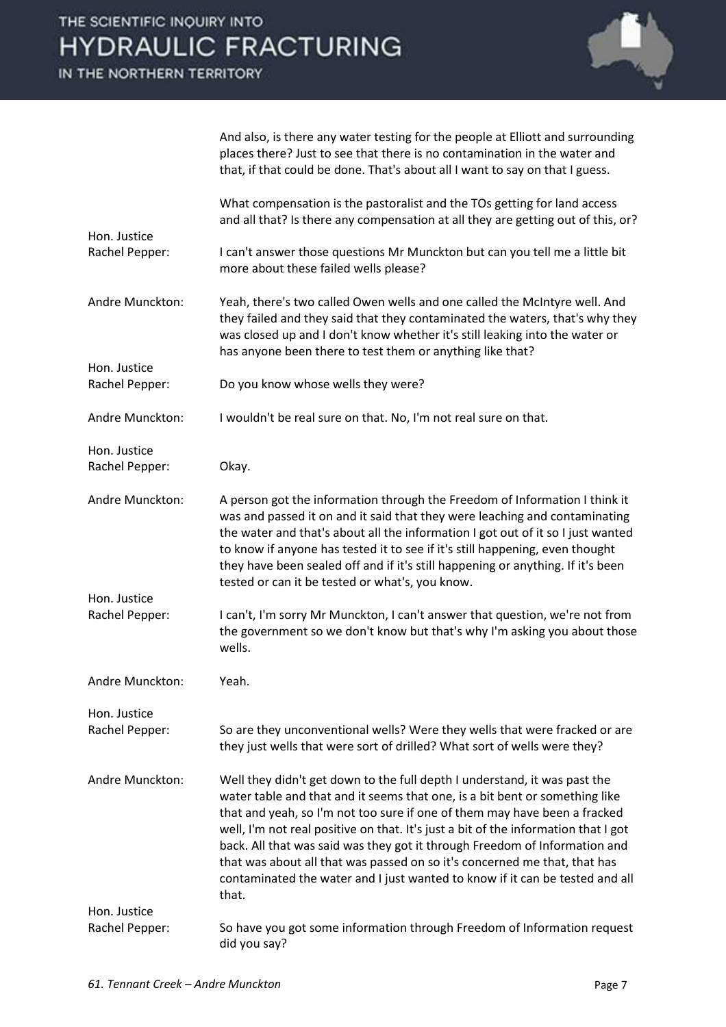And also, is there any water testing for the people at Elliott and surrounding places there? Just to see that there is no contamination in the water and that, if that could be done. That's about all I want to say on that I guess.

What compensation is the pastoralist and the TOs getting for land access and all that? Is there any compensation at all they are getting out of this, or?

**Hon. Justice Rachel Pepper:** I can't answer those questions Mr Munckton but can you tell me a little bit more about these failed wells please?

**Andre Munckton:** Yeah, there's two called Owen wells and one called the McIntyre well. And they failed and they said that they contaminated the waters, that's why they was closed up and I don't know whether it's still leaking into the water or has anyone been there to test them or anything like that?

**Hon. Justice Rachel Pepper:** Do you know whose wells they were?

**Andre Munckton:** I wouldn't be real sure on that. No, I'm not real sure on that.

**Hon. Justice Rachel Pepper:** Okay.

**Andre Munckton:** A person got the information through the Freedom of Information I think it was and passed it on and it said that they were leaching and contaminating the water and that's about all the information I got out of it so I just wanted to know if anyone has tested it to see if it's still happening, even thought they have been sealed off and if it's still happening or anything. If it's been tested or can it be tested or what's, you know.

**Hon. Justice Rachel Pepper:** I can't, I'm sorry Mr Munckton, I can't answer that question, we're not from the government so we don't know but that's why I'm asking you about those wells.

**Andre Munckton:** Yeah.

**Hon. Justice Rachel Pepper:** So are they unconventional wells? Were they wells that were fracked or are they just wells that were sort of drilled? What sort of wells were they?

**Andre Munckton:** Well they didn't get down to the full depth I understand, it was past the water table and that and it seems that one, is a bit bent or something like that and yeah, so I'm not too sure if one of them may have been a fracked well, I'm not real positive on that. It's just a bit of the information that I got back. All that was said was they got it through Freedom of Information and that was about all that was passed on so it's concerned me that, that has contaminated the water and I just wanted to know if it can be tested and all that.

**Hon. Justice Rachel Pepper:** So have you got some information through Freedom of Information request did you say?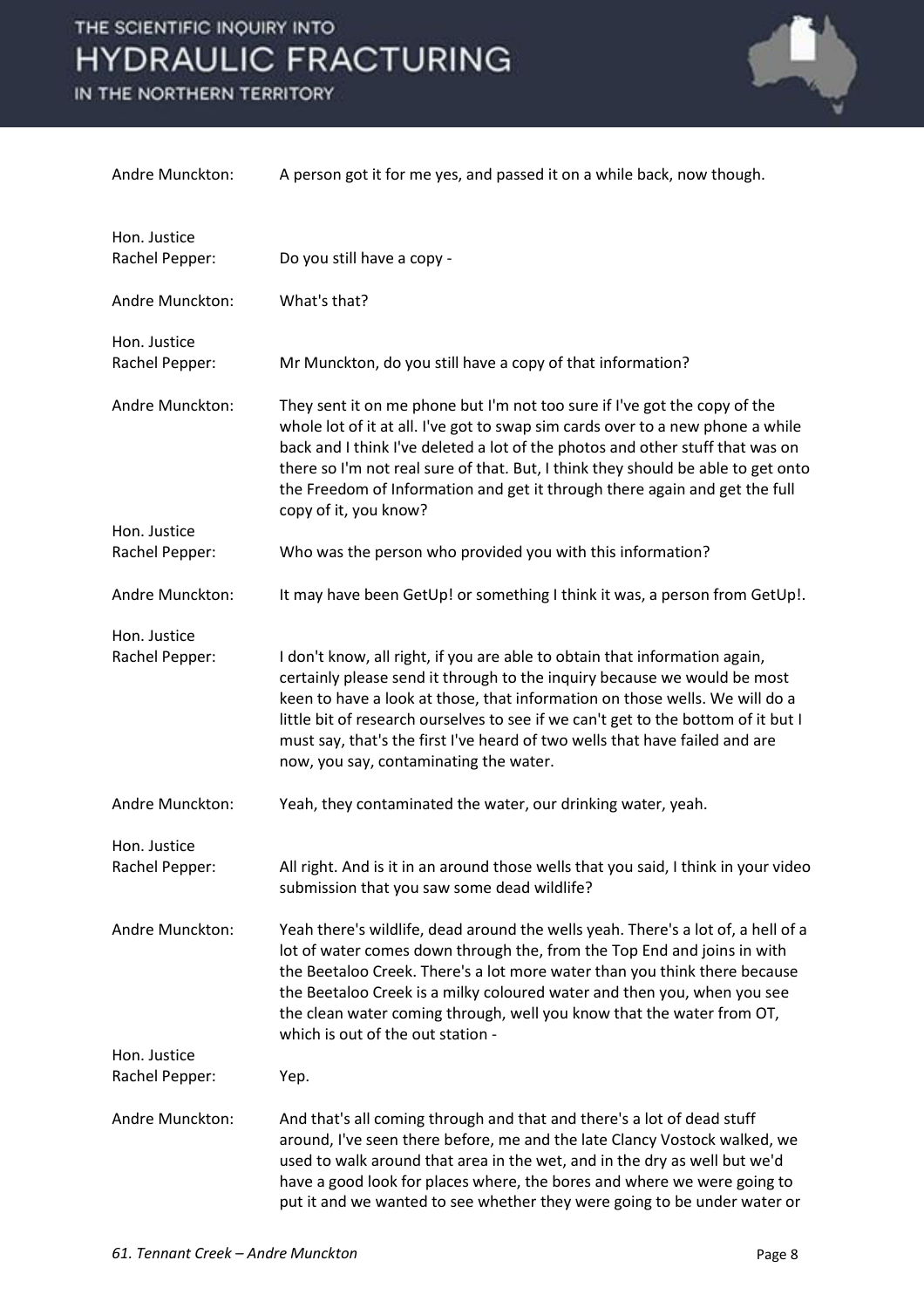Andre Munckton: A person got it for me yes, and passed it on a while back, now though.

Hon. Justice Rachel Pepper: Do you still have a copy -

Andre Munckton: What's that?

Hon. Justice Rachel Pepper: Mr Munckton, do you still have a copy of that information?

Andre Munckton: They sent it on me phone but I'm not too sure if I've got the copy of the whole lot of it at all. I've got to swap sim cards over to a new phone a while back and I think I've deleted a lot of the photos and other stuff that was on there so I'm not real sure of that. But, I think they should be able to get onto the Freedom of Information and get it through there again and get the full copy of it, you know?

Hon. Justice Rachel Pepper: Who was the person who provided you with this information?

Andre Munckton: It may have been GetUp! or something I think it was, a person from GetUp!.

Hon. Justice Rachel Pepper: I don't know, all right, if you are able to obtain that information again, certainly please send it through to the inquiry because we would be most keen to have a look at those, that information on those wells. We will do a little bit of research ourselves to see if we can't get to the bottom of it but I must say, that's the first I've heard of two wells that have failed and are now, you say, contaminating the water.

Andre Munckton: Yeah, they contaminated the water, our drinking water, yeah.

Hon. Justice Rachel Pepper: All right. And is it in an around those wells that you said, I think in your video submission that you saw some dead wildlife?

Andre Munckton: Yeah there's wildlife, dead around the wells yeah. There's a lot of, a hell of a lot of water comes down through the, from the Top End and joins in with the Beetaloo Creek. There's a lot more water than you think there because the Beetaloo Creek is a milky coloured water and then you, when you see the clean water coming through, well you know that the water from OT, which is out of the out station -

Hon. Justice Rachel Pepper: Yep.

Andre Munckton: And that's all coming through and that and there's a lot of dead stuff around, I've seen there before, me and the late Clancy Vostock walked, we used to walk around that area in the wet, and in the dry as well but we'd have a good look for places where, the bores and where we were going to put it and we wanted to see whether they were going to be under water or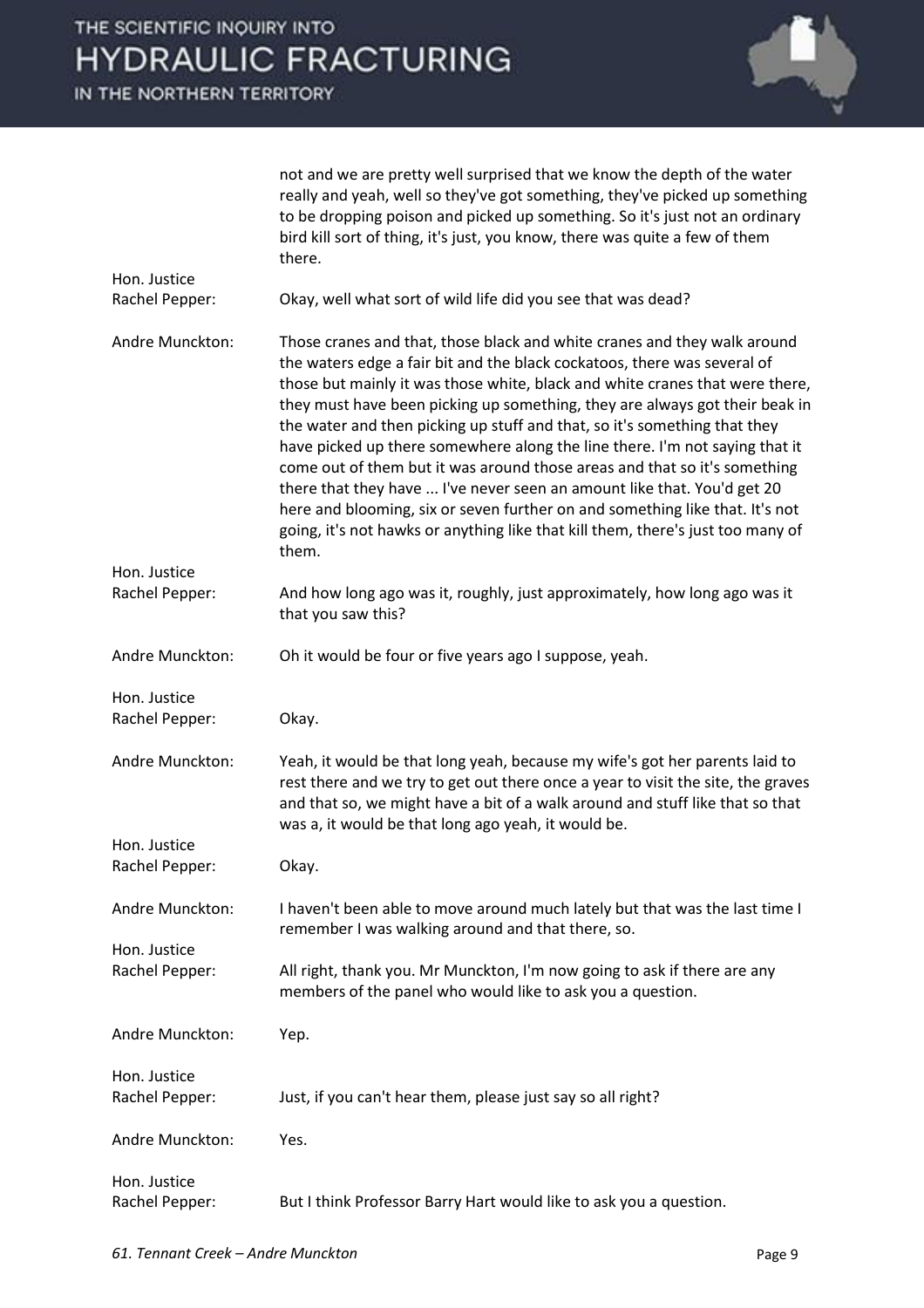not and we are pretty well surprised that we know the depth of the water really and yeah, well so they've got something, they've picked up something to be dropping poison and picked up something. So it's just not an ordinary bird kill sort of thing, it's just, you know, there was quite a few of them there.

**Hon. Justice Rachel Pepper:** Okay, well what sort of wild life did you see that was dead?

**Andre Munckton:** Those cranes and that, those black and white cranes and they walk around the waters edge a fair bit and the black cockatoos, there was several of those but mainly it was those white, black and white cranes that were there, they must have been picking up something, they are always got their beak in the water and then picking up stuff and that, so it's something that they have picked up there somewhere along the line there. I'm not saying that it come out of them but it was around those areas and that so it's something there that they have ... I've never seen an amount like that. You'd get 20 here and blooming, six or seven further on and something like that. It's not going, it's not hawks or anything like that kill them, there's just too many of them.

**Hon. Justice Rachel Pepper:** And how long ago was it, roughly, just approximately, how long ago was it that you saw this?

**Andre Munckton:** Oh it would be four or five years ago I suppose, yeah.

**Hon. Justice Rachel Pepper:** Okay.

**Andre Munckton:** Yeah, it would be that long yeah, because my wife's got her parents laid to rest there and we try to get out there once a year to visit the site, the graves and that so, we might have a bit of a walk around and stuff like that so that was a, it would be that long ago yeah, it would be.

**Hon. Justice Rachel Pepper:** Okay.

**Andre Munckton:** I haven't been able to move around much lately but that was the last time I remember I was walking around and that there, so.

**Hon. Justice Rachel Pepper:** All right, thank you. Mr Munckton, I'm now going to ask if there are any members of the panel who would like to ask you a question.

**Andre Munckton:** Yep.

**Hon. Justice Rachel Pepper:** Just, if you can't hear them, please just say so all right?

**Andre Munckton:** Yes.

**Hon. Justice Rachel Pepper:** But I think Professor Barry Hart would like to ask you a question.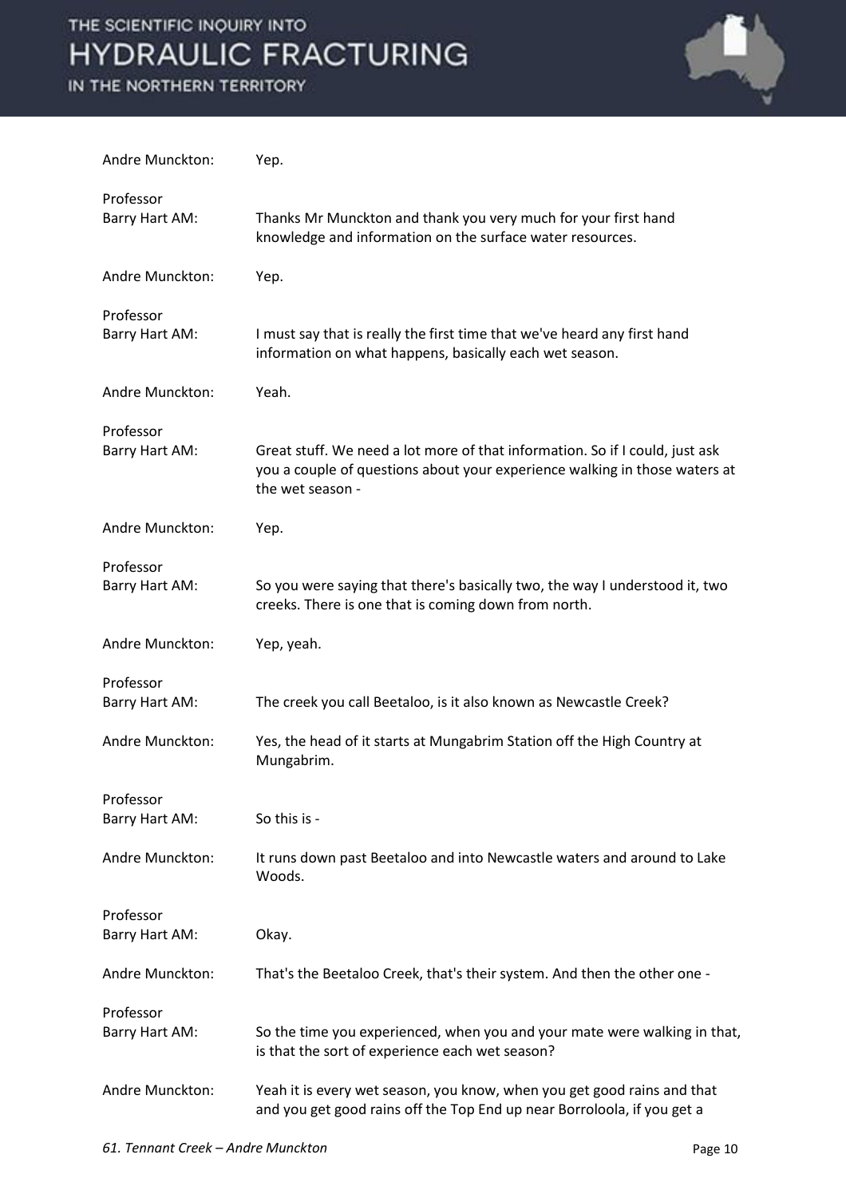Andre Munckton: Yep.

Professor Barry Hart AM: Thanks Mr Munckton and thank you very much for your first hand knowledge and information on the surface water resources.

Andre Munckton: Yep.

Professor Barry Hart AM: I must say that is really the first time that we've heard any first hand information on what happens, basically each wet season.

Andre Munckton: Yeah.

Professor Barry Hart AM: Great stuff. We need a lot more of that information. So if I could, just ask you a couple of questions about your experience walking in those waters at the wet season -

Andre Munckton: Yep.

Professor Barry Hart AM: So you were saying that there's basically two, the way I understood it, two creeks. There is one that is coming down from north.

Andre Munckton: Yep, yeah.

Professor Barry Hart AM: The creek you call Beetaloo, is it also known as Newcastle Creek?

Andre Munckton: Yes, the head of it starts at Mungabrim Station off the High Country at Mungabrim.

Professor Barry Hart AM: So this is -

Andre Munckton: It runs down past Beetaloo and into Newcastle waters and around to Lake Woods.

Professor Barry Hart AM: Okay.

Andre Munckton: That's the Beetaloo Creek, that's their system. And then the other one -

Professor Barry Hart AM: So the time you experienced, when you and your mate were walking in that, is that the sort of experience each wet season?

Andre Munckton: Yeah it is every wet season, you know, when you get good rains and that and you get good rains off the Top End up near Borroloola, if you get a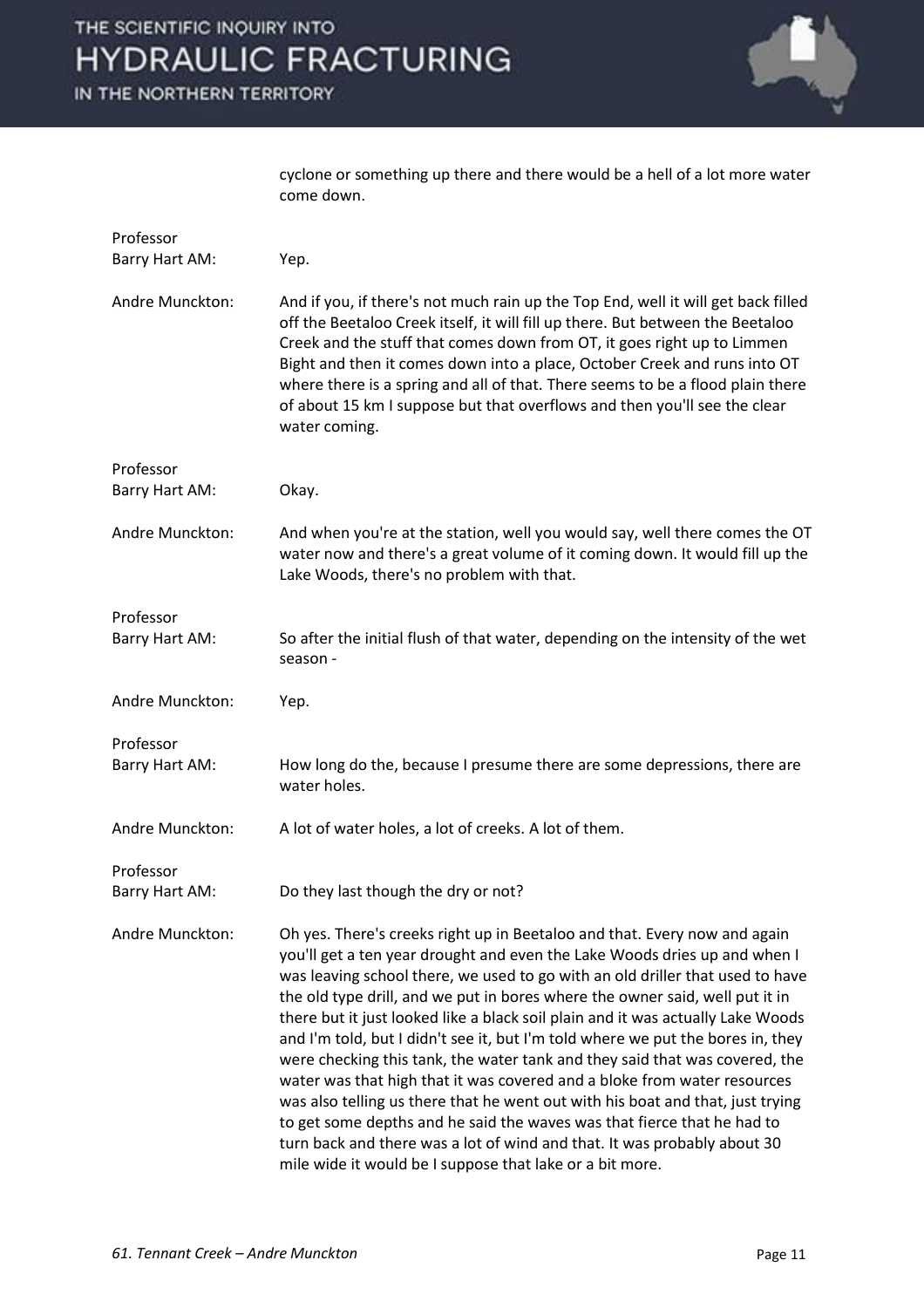cyclone or something up there and there would be a hell of a lot more water come down.

**Professor Barry Hart AM:** Yep.

**Andre Munckton:** And if you, if there's not much rain up the Top End, well it will get back filled off the Beetaloo Creek itself, it will fill up there. But between the Beetaloo Creek and the stuff that comes down from OT, it goes right up to Limmen Bight and then it comes down into a place, October Creek and runs into OT where there is a spring and all of that. There seems to be a flood plain there of about 15 km I suppose but that overflows and then you'll see the clear water coming.

**Professor Barry Hart AM:** Okay.

**Andre Munckton:** And when you're at the station, well you would say, well there comes the OT water now and there's a great volume of it coming down. It would fill up the Lake Woods, there's no problem with that.

**Professor Barry Hart AM:** So after the initial flush of that water, depending on the intensity of the wet season -

**Andre Munckton:** Yep.

**Professor Barry Hart AM:** How long do the, because I presume there are some depressions, there are water holes.

**Andre Munckton:** A lot of water holes, a lot of creeks. A lot of them.

**Professor Barry Hart AM:** Do they last though the dry or not?

**Andre Munckton:** Oh yes. There's creeks right up in Beetaloo and that. Every now and again you'll get a ten year drought and even the Lake Woods dries up and when I was leaving school there, we used to go with an old driller that used to have the old type drill, and we put in bores where the owner said, well put it in there but it just looked like a black soil plain and it was actually Lake Woods and I'm told, but I didn't see it, but I'm told where we put the bores in, they were checking this tank, the water tank and they said that was covered, the water was that high that it was covered and a bloke from water resources was also telling us there that he went out with his boat and that, just trying to get some depths and he said the waves was that fierce that he had to turn back and there was a lot of wind and that. It was probably about 30 mile wide it would be I suppose that lake or a bit more.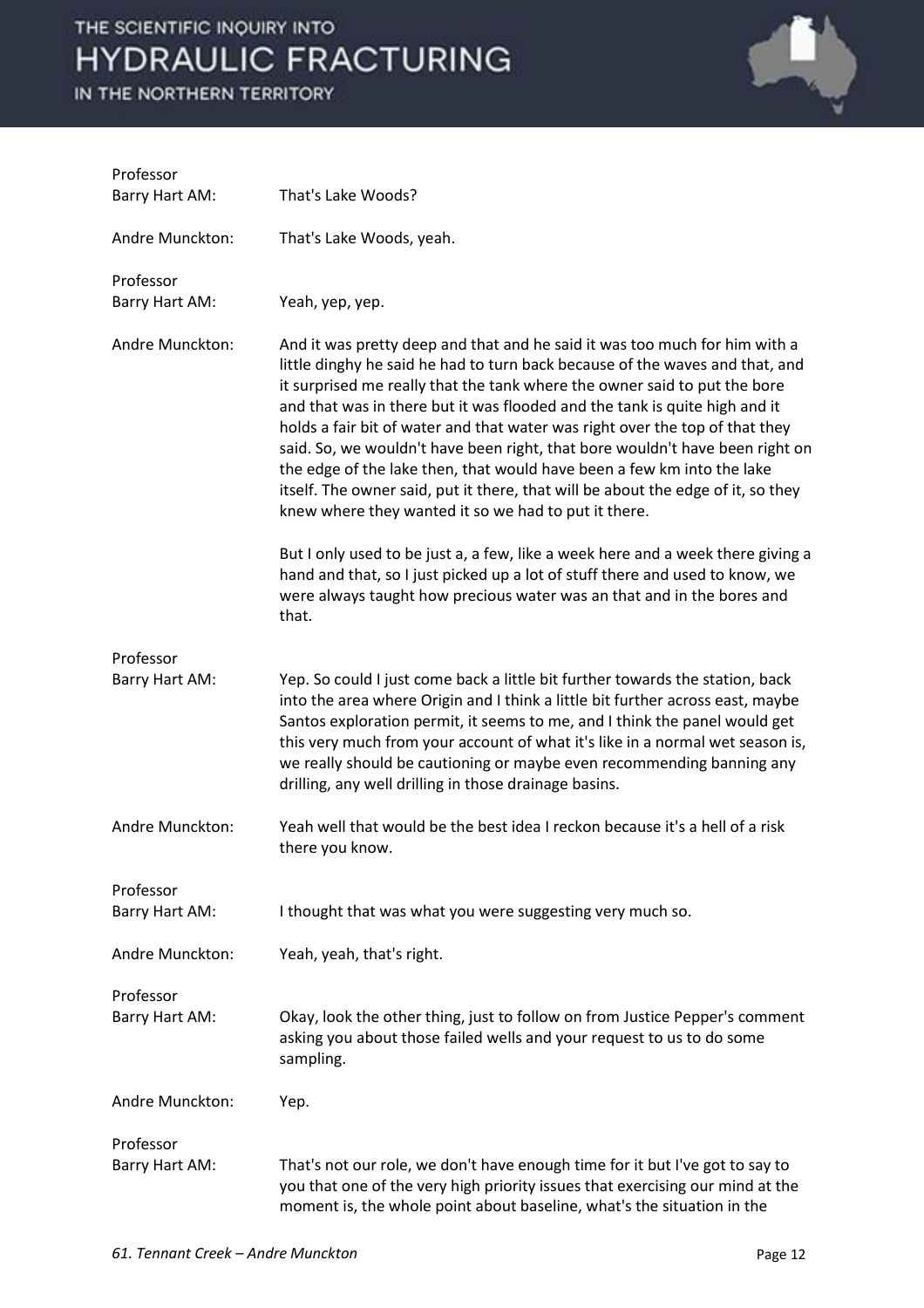Professor Barry Hart AM: That's Lake Woods?

Andre Munckton: That's Lake Woods, yeah.

Professor Barry Hart AM: Yeah, yep, yep.

Andre Munckton: And it was pretty deep and that and he said it was too much for him with a little dinghy he said he had to turn back because of the waves and that, and it surprised me really that the tank where the owner said to put the bore and that was in there but it was flooded and the tank is quite high and it holds a fair bit of water and that water was right over the top of that they said. So, we wouldn't have been right, that bore wouldn't have been right on the edge of the lake then, that would have been a few km into the lake itself. The owner said, put it there, that will be about the edge of it, so they knew where they wanted it so we had to put it there.

But I only used to be just a, a few, like a week here and a week there giving a hand and that, so I just picked up a lot of stuff there and used to know, we were always taught how precious water was an that and in the bores and that.

Professor Barry Hart AM: Yep. So could I just come back a little bit further towards the station, back into the area where Origin and I think a little bit further across east, maybe Santos exploration permit, it seems to me, and I think the panel would get this very much from your account of what it's like in a normal wet season is, we really should be cautioning or maybe even recommending banning any drilling, any well drilling in those drainage basins.

Andre Munckton: Yeah well that would be the best idea I reckon because it's a hell of a risk there you know.

Professor Barry Hart AM: I thought that was what you were suggesting very much so.

Andre Munckton: Yeah, yeah, that's right.

Professor Barry Hart AM: Okay, look the other thing, just to follow on from Justice Pepper's comment asking you about those failed wells and your request to us to do some sampling.

Andre Munckton: Yep.

Professor Barry Hart AM: That's not our role, we don't have enough time for it but I've got to say to you that one of the very high priority issues that exercising our mind at the moment is, the whole point about baseline, what's the situation in the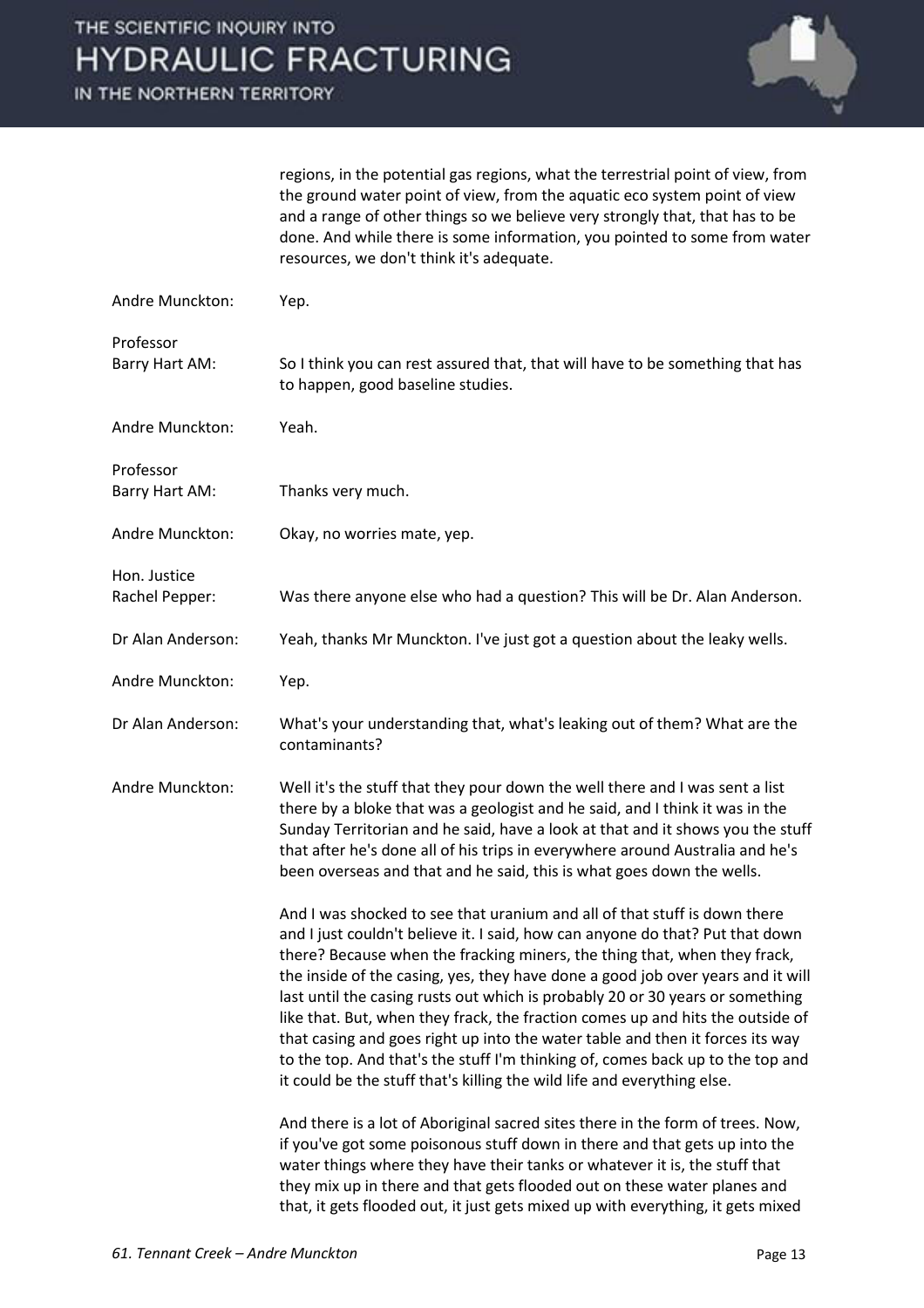regions, in the potential gas regions, what the terrestrial point of view, from the ground water point of view, from the aquatic eco system point of view and a range of other things so we believe very strongly that, that has to be done. And while there is some information, you pointed to some from water resources, we don't think it's adequate.

**Andre Munckton:** Yep.

**Professor Barry Hart AM:** So I think you can rest assured that, that will have to be something that has to happen, good baseline studies.

**Andre Munckton:** Yeah.

**Professor Barry Hart AM:** Thanks very much.

**Andre Munckton:** Okay, no worries mate, yep.

**Hon. Justice Rachel Pepper:** Was there anyone else who had a question? This will be Dr. Alan Anderson.

**Dr Alan Anderson:** Yeah, thanks Mr Munckton. I've just got a question about the leaky wells.

**Andre Munckton:** Yep.

**Dr Alan Anderson:** What's your understanding that, what's leaking out of them? What are the contaminants?

**Andre Munckton:** Well it's the stuff that they pour down the well there and I was sent a list there by a bloke that was a geologist and he said, and I think it was in the Sunday Territorian and he said, have a look at that and it shows you the stuff that after he's done all of his trips in everywhere around Australia and he's been overseas and that and he said, this is what goes down the wells.

And I was shocked to see that uranium and all of that stuff is down there and I just couldn't believe it. I said, how can anyone do that? Put that down there? Because when the fracking miners, the thing that, when they frack, the inside of the casing, yes, they have done a good job over years and it will last until the casing rusts out which is probably 20 or 30 years or something like that. But, when they frack, the fraction comes up and hits the outside of that casing and goes right up into the water table and then it forces its way to the top. And that's the stuff I'm thinking of, comes back up to the top and it could be the stuff that's killing the wild life and everything else.

And there is a lot of Aboriginal sacred sites there in the form of trees. Now, if you've got some poisonous stuff down in there and that gets up into the water things where they have their tanks or whatever it is, the stuff that they mix up in there and that gets flooded out on these water planes and that, it gets flooded out, it just gets mixed up with everything, it gets mixed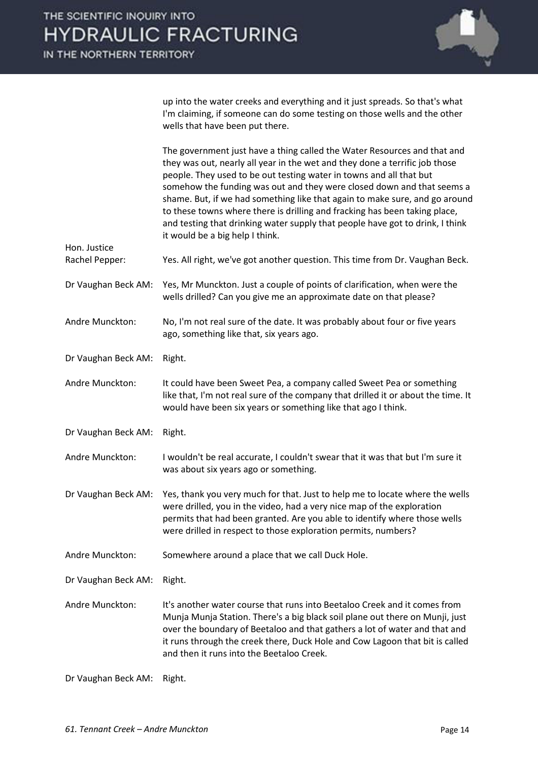up into the water creeks and everything and it just spreads. So that's what I'm claiming, if someone can do some testing on those wells and the other wells that have been put there.

The government just have a thing called the Water Resources and that and they was out, nearly all year in the wet and they done a terrific job those people. They used to be out testing water in towns and all that but somehow the funding was out and they were closed down and that seems a shame. But, if we had something like that again to make sure, and go around to these towns where there is drilling and fracking has been taking place, and testing that drinking water supply that people have got to drink, I think it would be a big help I think.

**Hon. Justice Rachel Pepper:** Yes. All right, we've got another question. This time from Dr. Vaughan Beck.

**Dr Vaughan Beck AM:** Yes, Mr Munckton. Just a couple of points of clarification, when were the wells drilled? Can you give me an approximate date on that please?

**Andre Munckton:** No, I'm not real sure of the date. It was probably about four or five years ago, something like that, six years ago.

**Dr Vaughan Beck AM:** Right.

**Andre Munckton:** It could have been Sweet Pea, a company called Sweet Pea or something like that, I'm not real sure of the company that drilled it or about the time. It would have been six years or something like that ago I think.

**Dr Vaughan Beck AM:** Right.

**Andre Munckton:** I wouldn't be real accurate, I couldn't swear that it was that but I'm sure it was about six years ago or something.

**Dr Vaughan Beck AM:** Yes, thank you very much for that. Just to help me to locate where the wells were drilled, you in the video, had a very nice map of the exploration permits that had been granted. Are you able to identify where those wells were drilled in respect to those exploration permits, numbers?

**Andre Munckton:** Somewhere around a place that we call Duck Hole.

**Dr Vaughan Beck AM:** Right.

**Andre Munckton:** It's another water course that runs into Beetaloo Creek and it comes from Munja Munja Station. There's a big black soil plane out there on Munji, just over the boundary of Beetaloo and that gathers a lot of water and that and it runs through the creek there, Duck Hole and Cow Lagoon that bit is called and then it runs into the Beetaloo Creek.

**Dr Vaughan Beck AM:** Right.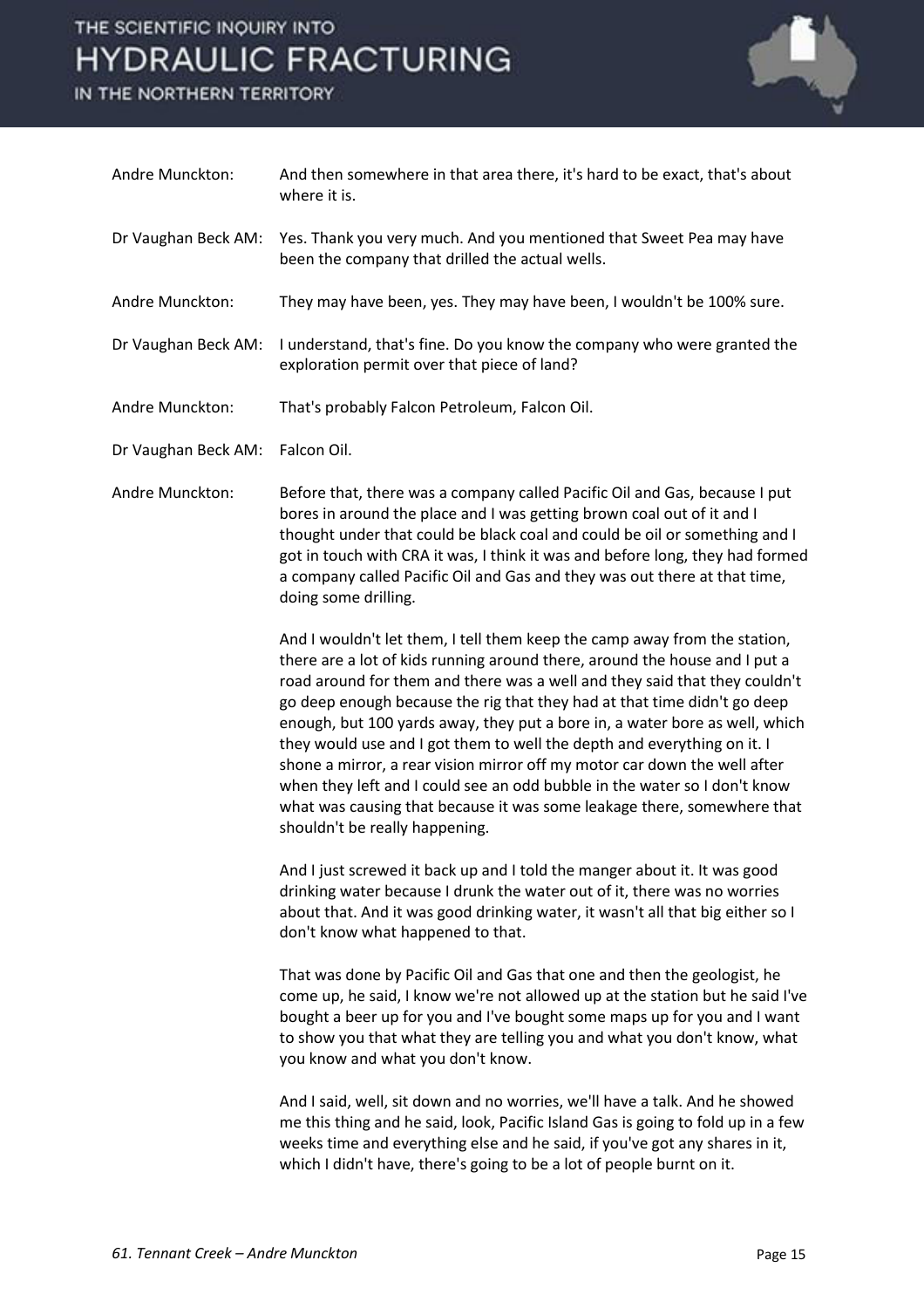Andre Munckton: And then somewhere in that area there, it's hard to be exact, that's about where it is.

Dr Vaughan Beck AM: Yes. Thank you very much. And you mentioned that Sweet Pea may have been the company that drilled the actual wells.

Andre Munckton: They may have been, yes. They may have been, I wouldn't be 100% sure.

Dr Vaughan Beck AM: I understand, that's fine. Do you know the company who were granted the exploration permit over that piece of land?

Andre Munckton: That's probably Falcon Petroleum, Falcon Oil.

Dr Vaughan Beck AM: Falcon Oil.

Andre Munckton: Before that, there was a company called Pacific Oil and Gas, because I put bores in around the place and I was getting brown coal out of it and I thought under that could be black coal and could be oil or something and I got in touch with CRA it was, I think it was and before long, they had formed a company called Pacific Oil and Gas and they was out there at that time, doing some drilling.

And I wouldn't let them, I tell them keep the camp away from the station, there are a lot of kids running around there, around the house and I put a road around for them and there was a well and they said that they couldn't go deep enough because the rig that they had at that time didn't go deep enough, but 100 yards away, they put a bore in, a water bore as well, which they would use and I got them to well the depth and everything on it. I shone a mirror, a rear vision mirror off my motor car down the well after when they left and I could see an odd bubble in the water so I don't know what was causing that because it was some leakage there, somewhere that shouldn't be really happening.

And I just screwed it back up and I told the manger about it. It was good drinking water because I drunk the water out of it, there was no worries about that. And it was good drinking water, it wasn't all that big either so I don't know what happened to that.

That was done by Pacific Oil and Gas that one and then the geologist, he come up, he said, I know we're not allowed up at the station but he said I've bought a beer up for you and I've bought some maps up for you and I want to show you that what they are telling you and what you don't know, what you know and what you don't know.

And I said, well, sit down and no worries, we'll have a talk. And he showed me this thing and he said, look, Pacific Island Gas is going to fold up in a few weeks time and everything else and he said, if you've got any shares in it, which I didn't have, there's going to be a lot of people burnt on it.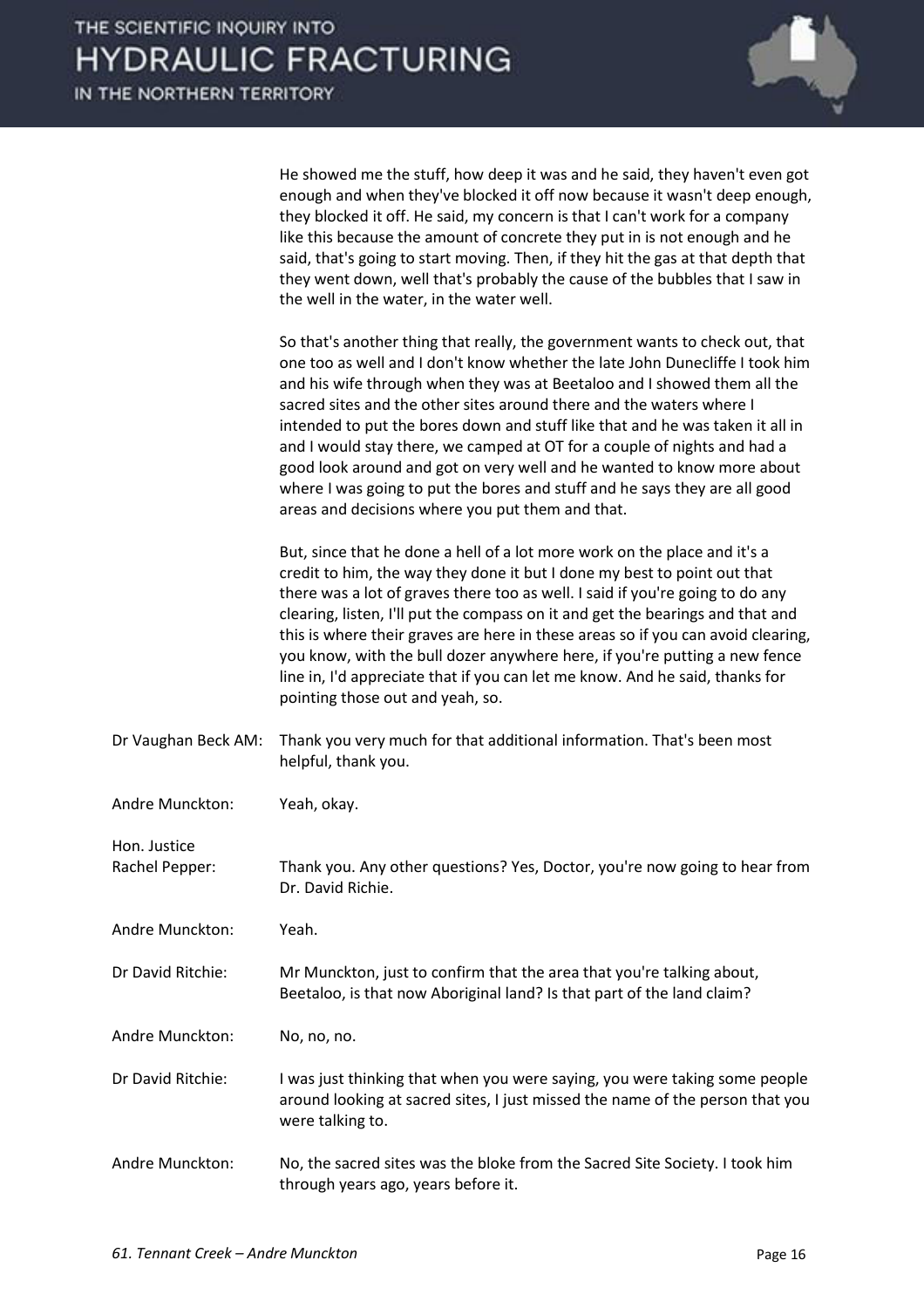He showed me the stuff, how deep it was and he said, they haven't even got enough and when they've blocked it off now because it wasn't deep enough, they blocked it off. He said, my concern is that I can't work for a company like this because the amount of concrete they put in is not enough and he said, that's going to start moving. Then, if they hit the gas at that depth that they went down, well that's probably the cause of the bubbles that I saw in the well in the water, in the water well.

So that's another thing that really, the government wants to check out, that one too as well and I don't know whether the late John Dunecliffe I took him and his wife through when they was at Beetaloo and I showed them all the sacred sites and the other sites around there and the waters where I intended to put the bores down and stuff like that and he was taken it all in and I would stay there, we camped at OT for a couple of nights and had a good look around and got on very well and he wanted to know more about where I was going to put the bores and stuff and he says they are all good areas and decisions where you put them and that.

But, since that he done a hell of a lot more work on the place and it's a credit to him, the way they done it but I done my best to point out that there was a lot of graves there too as well. I said if you're going to do any clearing, listen, I'll put the compass on it and get the bearings and that and this is where their graves are here in these areas so if you can avoid clearing, you know, with the bull dozer anywhere here, if you're putting a new fence line in, I'd appreciate that if you can let me know. And he said, thanks for pointing those out and yeah, so.

**Dr Vaughan Beck AM:** Thank you very much for that additional information. That's been most helpful, thank you.

**Andre Munckton:** Yeah, okay.

**Hon. Justice Rachel Pepper:** Thank you. Any other questions? Yes, Doctor, you're now going to hear from Dr. David Richie.

**Andre Munckton:** Yeah.

**Dr David Ritchie:** Mr Munckton, just to confirm that the area that you're talking about, Beetaloo, is that now Aboriginal land? Is that part of the land claim?

**Andre Munckton:** No, no, no.

**Dr David Ritchie:** I was just thinking that when you were saying, you were taking some people around looking at sacred sites, I just missed the name of the person that you were talking to.

**Andre Munckton:** No, the sacred sites was the bloke from the Sacred Site Society. I took him through years ago, years before it.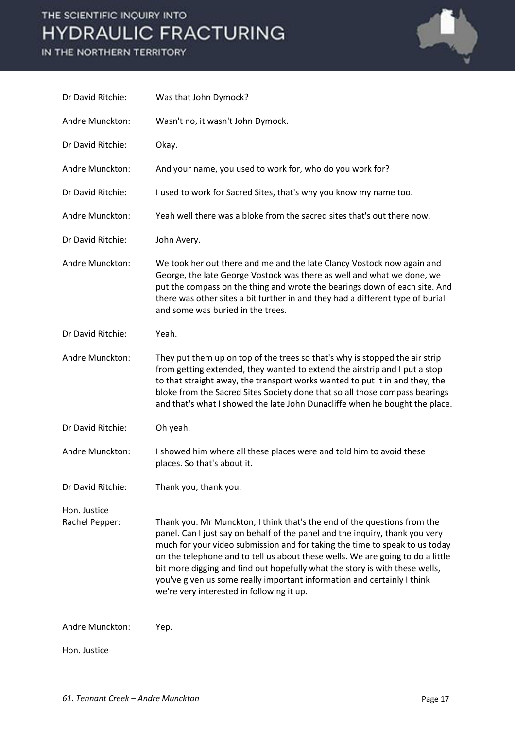Dr David Ritchie: Was that John Dymock?

Andre Munckton: Wasn't no, it wasn't John Dymock.

Dr David Ritchie: Okay.

Andre Munckton: And your name, you used to work for, who do you work for?

Dr David Ritchie: I used to work for Sacred Sites, that's why you know my name too.

Andre Munckton: Yeah well there was a bloke from the sacred sites that's out there now.

Dr David Ritchie: John Avery.

Andre Munckton: We took her out there and me and the late Clancy Vostock now again and George, the late George Vostock was there as well and what we done, we put the compass on the thing and wrote the bearings down of each site. And there was other sites a bit further in and they had a different type of burial and some was buried in the trees.

Dr David Ritchie: Yeah.

Andre Munckton: They put them up on top of the trees so that's why is stopped the air strip from getting extended, they wanted to extend the airstrip and I put a stop to that straight away, the transport works wanted to put it in and they, the bloke from the Sacred Sites Society done that so all those compass bearings and that's what I showed the late John Dunacliffe when he bought the place.

Dr David Ritchie: Oh yeah.

Andre Munckton: I showed him where all these places were and told him to avoid these places. So that's about it.

Dr David Ritchie: Thank you, thank you.

Hon. Justice Rachel Pepper: Thank you. Mr Munckton, I think that's the end of the questions from the panel. Can I just say on behalf of the panel and the inquiry, thank you very much for your video submission and for taking the time to speak to us today on the telephone and to tell us about these wells. We are going to do a little bit more digging and find out hopefully what the story is with these wells, you've given us some really important information and certainly I think we're very interested in following it up.

Andre Munckton: Yep.

Hon. Justice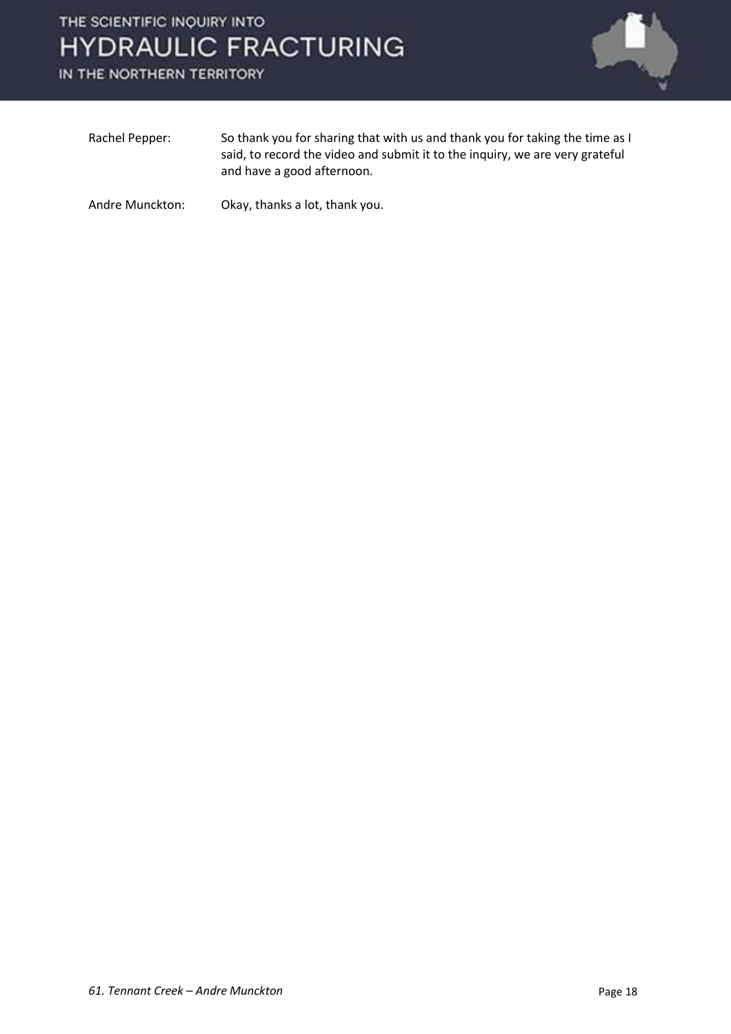Rachel Pepper: So thank you for sharing that with us and thank you for taking the time as I said, to record the video and submit it to the inquiry, we are very grateful and have a good afternoon.

Andre Munckton: Okay, thanks a lot, thank you.